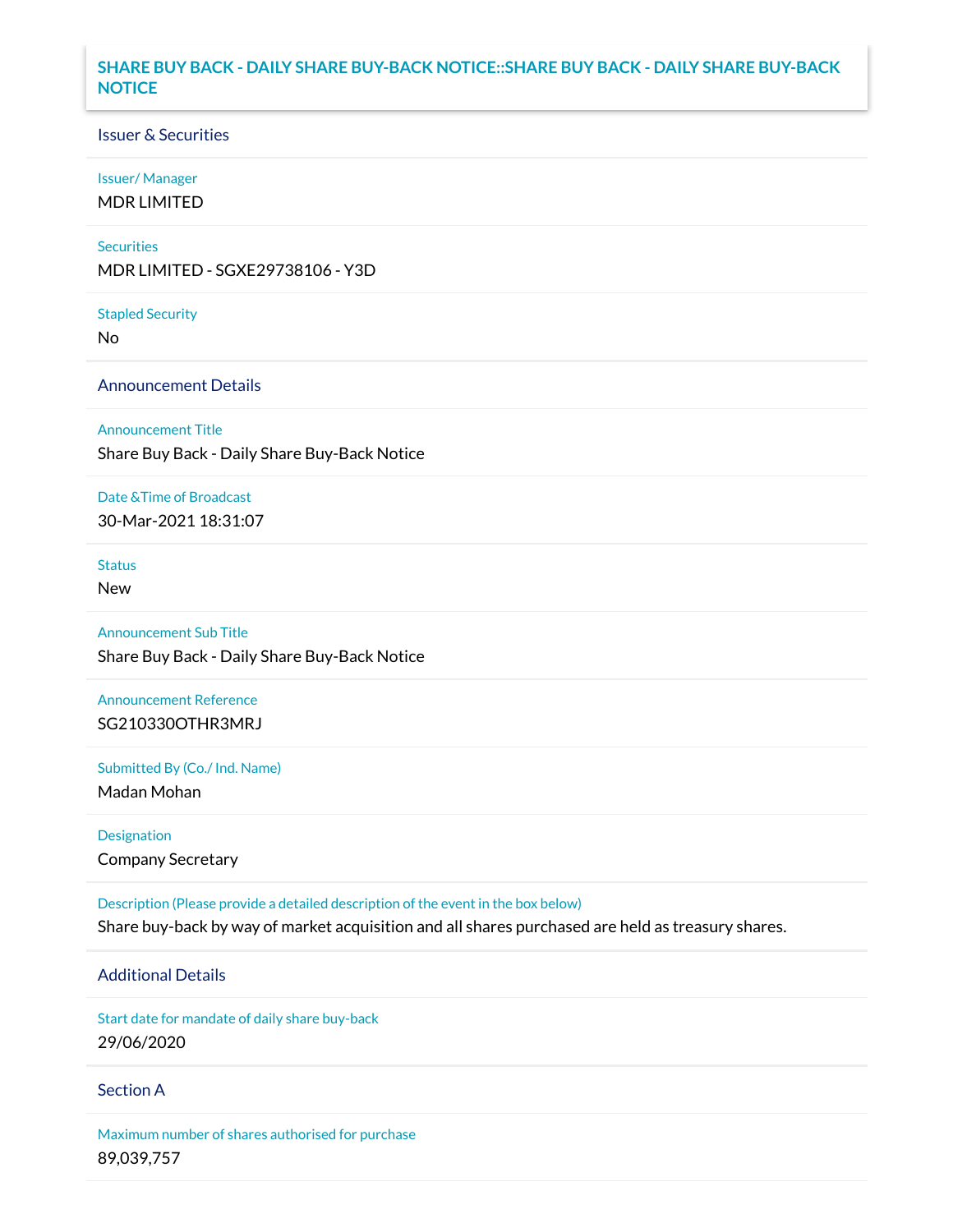# SHARE BUY BACK - DAILY SHARE BUY-BACK NOTICE::SHARE BUY BACK - DAILY SHARE BUY-BACK NOTICE

## Issuer & Securities

**Issuer/ Manager**

MDR LIMITED

**Securities**

MDR LIMITED - SGXE29738106 - Y3D

**Stapled Security**

No

## Announcement Details

**Announcement Title**

Share Buy Back - Daily Share Buy-Back Notice

**Date &Time of Broadcast**

30-Mar-2021 18:31:07

**Status**

New

**Announcement Sub Title**

Share Buy Back - Daily Share Buy-Back Notice

**Announcement Reference**

SG210330OTHR3MRJ

**Submitted By (Co./ Ind. Name)**

Madan Mohan

**Designation**

Company Secretary

**Description (Please provide a detailed description of the event in the box below)**

Share buy-back by way of market acquisition and all shares purchased are held as treasury shares.

## Additional Details

**Start date for mandate of daily share buy-back**

29/06/2020

## Section A

**Maximum number of shares authorised for purchase**

89,039,757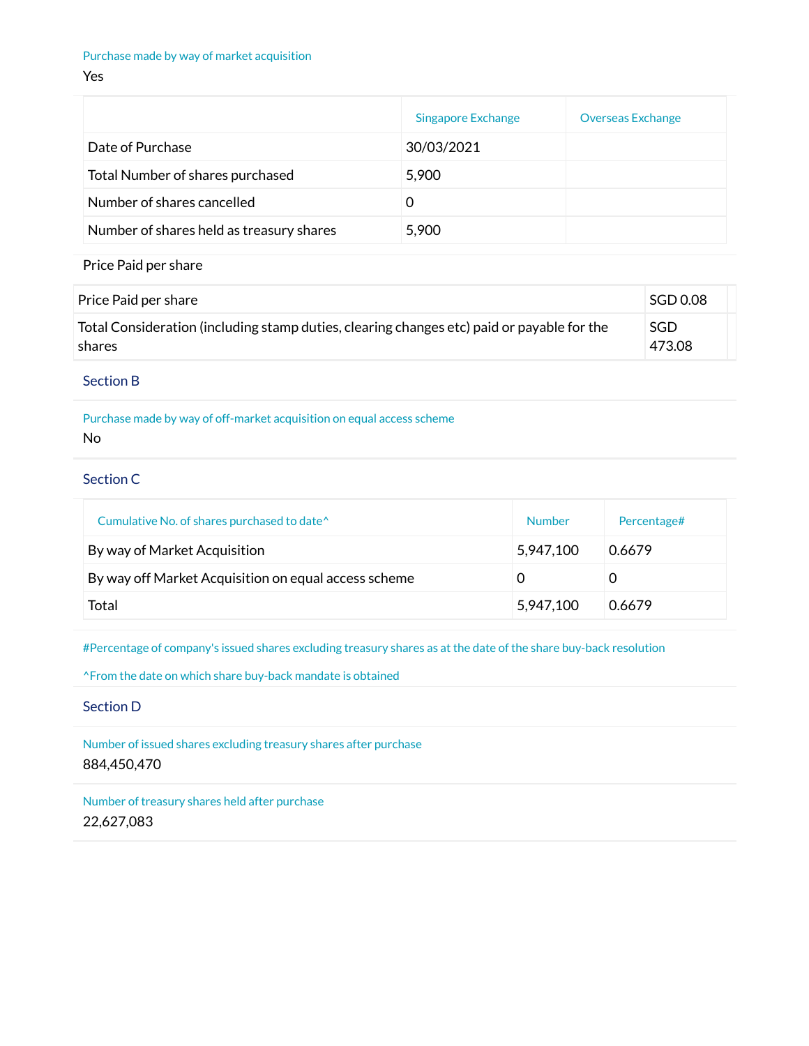Purchase made by way of market acquisition

Yes

| | Singapore Exchange | Overseas Exchange |
|---|---|---|
| Date of Purchase | 30/03/2021 | |
| Total Number of shares purchased | 5,900 | |
| Number of shares cancelled | 0 | |
| Number of shares held as treasury shares | 5,900 | |

Price Paid per share

| | |
|---|---|
| Price Paid per share | SGD 0.08 |
| Total Consideration (including stamp duties, clearing changes etc) paid or payable for the shares | SGD 473.08 |

## Section B

Purchase made by way of off-market acquisition on equal access scheme

No

## Section C

| Cumulative No. of shares purchased to date^ | Number | Percentage# |
|---|---|---|
| By way of Market Acquisition | 5,947,100 | 0.6679 |
| By way off Market Acquisition on equal access scheme | 0 | 0 |
| Total | 5,947,100 | 0.6679 |

#Percentage of company's issued shares excluding treasury shares as at the date of the share buy-back resolution

^From the date on which share buy-back mandate is obtained

## Section D

Number of issued shares excluding treasury shares after purchase

884,450,470

Number of treasury shares held after purchase

22,627,083